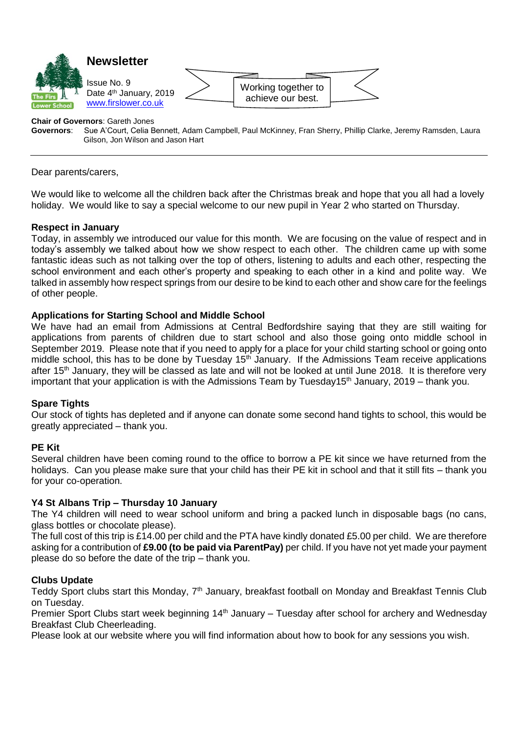# Newsletter

Issue No. 9
Date 4th January, 2019
www.firslower.co.uk

Working together to achieve our best.

**Chair of Governors**: Gareth Jones
**Governors**: Sue A'Court, Celia Bennett, Adam Campbell, Paul McKinney, Fran Sherry, Phillip Clarke, Jeremy Ramsden, Laura Gilson, Jon Wilson and Jason Hart

---

Dear parents/carers,

We would like to welcome all the children back after the Christmas break and hope that you all had a lovely holiday. We would like to say a special welcome to our new pupil in Year 2 who started on Thursday.

### Respect in January

Today, in assembly we introduced our value for this month. We are focusing on the value of respect and in today's assembly we talked about how we show respect to each other. The children came up with some fantastic ideas such as not talking over the top of others, listening to adults and each other, respecting the school environment and each other's property and speaking to each other in a kind and polite way. We talked in assembly how respect springs from our desire to be kind to each other and show care for the feelings of other people.

### Applications for Starting School and Middle School

We have had an email from Admissions at Central Bedfordshire saying that they are still waiting for applications from parents of children due to start school and also those going onto middle school in September 2019. Please note that if you need to apply for a place for your child starting school or going onto middle school, this has to be done by Tuesday 15th January. If the Admissions Team receive applications after 15th January, they will be classed as late and will not be looked at until June 2018. It is therefore very important that your application is with the Admissions Team by Tuesday15th January, 2019 – thank you.

### Spare Tights

Our stock of tights has depleted and if anyone can donate some second hand tights to school, this would be greatly appreciated – thank you.

### PE Kit

Several children have been coming round to the office to borrow a PE kit since we have returned from the holidays. Can you please make sure that your child has their PE kit in school and that it still fits – thank you for your co-operation.

### Y4 St Albans Trip – Thursday 10 January

The Y4 children will need to wear school uniform and bring a packed lunch in disposable bags (no cans, glass bottles or chocolate please).

The full cost of this trip is £14.00 per child and the PTA have kindly donated £5.00 per child. We are therefore asking for a contribution of **£9.00 (to be paid via ParentPay)** per child. If you have not yet made your payment please do so before the date of the trip – thank you.

### Clubs Update

Teddy Sport clubs start this Monday, 7th January, breakfast football on Monday and Breakfast Tennis Club on Tuesday.

Premier Sport Clubs start week beginning 14th January – Tuesday after school for archery and Wednesday Breakfast Club Cheerleading.

Please look at our website where you will find information about how to book for any sessions you wish.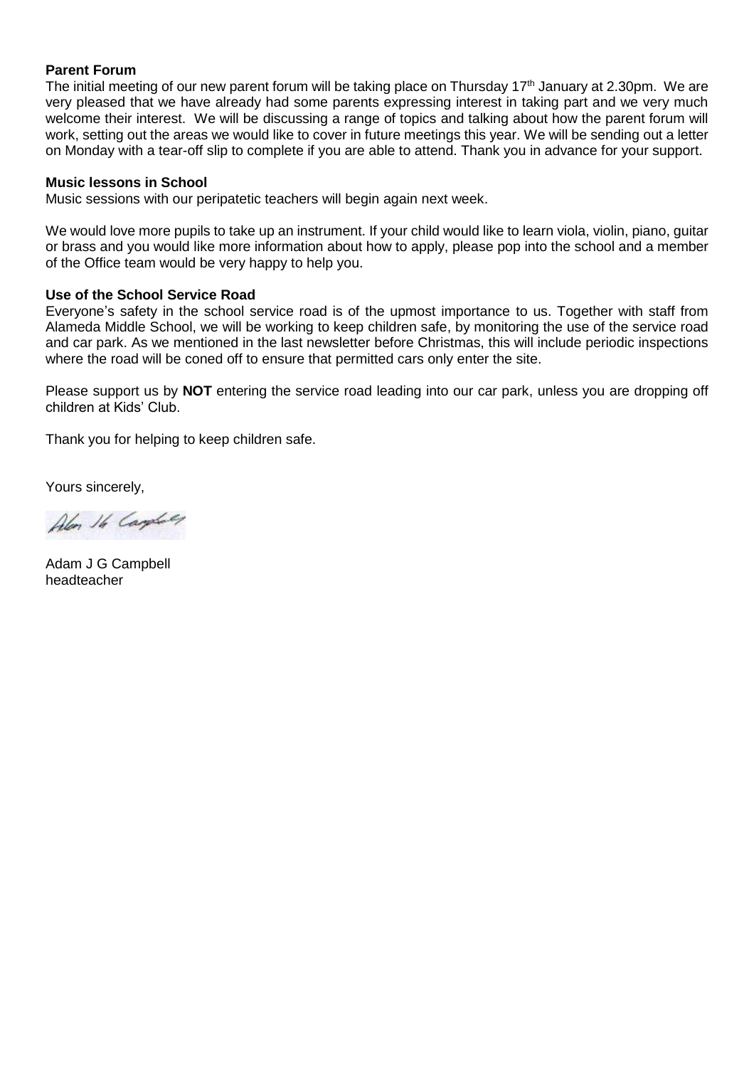**Parent Forum**

The initial meeting of our new parent forum will be taking place on Thursday 17th January at 2.30pm. We are very pleased that we have already had some parents expressing interest in taking part and we very much welcome their interest. We will be discussing a range of topics and talking about how the parent forum will work, setting out the areas we would like to cover in future meetings this year. We will be sending out a letter on Monday with a tear-off slip to complete if you are able to attend. Thank you in advance for your support.

**Music lessons in School**

Music sessions with our peripatetic teachers will begin again next week.

We would love more pupils to take up an instrument. If your child would like to learn viola, violin, piano, guitar or brass and you would like more information about how to apply, please pop into the school and a member of the Office team would be very happy to help you.

**Use of the School Service Road**

Everyone's safety in the school service road is of the upmost importance to us. Together with staff from Alameda Middle School, we will be working to keep children safe, by monitoring the use of the service road and car park. As we mentioned in the last newsletter before Christmas, this will include periodic inspections where the road will be coned off to ensure that permitted cars only enter the site.

Please support us by **NOT** entering the service road leading into our car park, unless you are dropping off children at Kids' Club.

Thank you for helping to keep children safe.

Yours sincerely,

Adam J G Campbell
headteacher